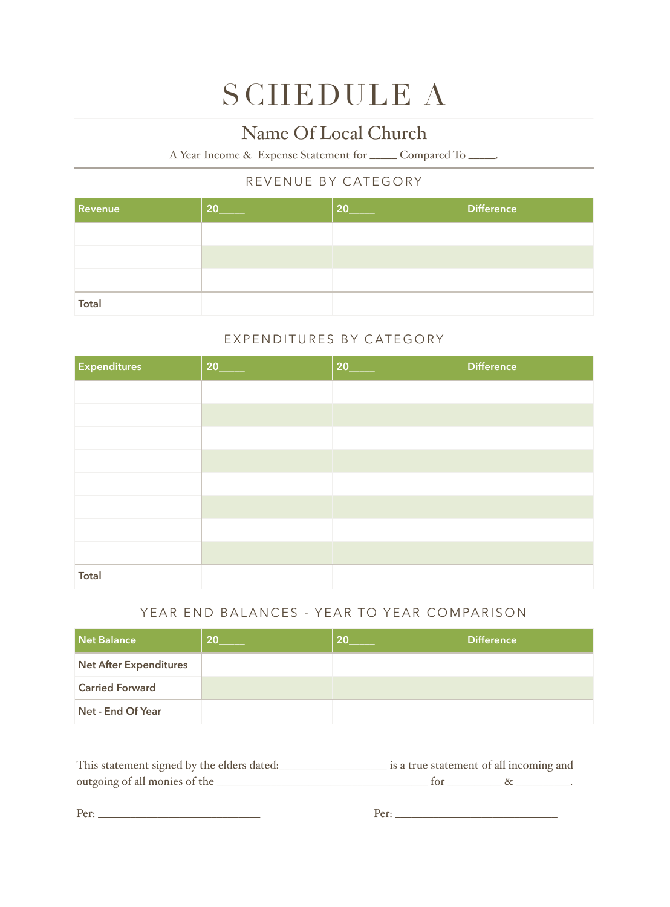# SCHEDULE A

## Name Of Local Church

A Year Income & Expense Statement for _____ Compared To _____.

### REVENUE BY CATEGORY

| Revenue | 20_____ | 20_____ | Difference |
|---|---|---|---|
| | | | |
| | | | |
| | | | |
| **Total** | | | |

### EXPENDITURES BY CATEGORY

| Expenditures | 20_____ | 20_____ | Difference |
|---|---|---|---|
| | | | |
| | | | |
| | | | |
| | | | |
| | | | |
| | | | |
| | | | |
| | | | |
| **Total** | | | |

### YEAR END BALANCES - YEAR TO YEAR COMPARISON

| Net Balance | 20_____ | 20_____ | Difference |
|---|---|---|---|
| **Net After Expenditures** | | | |
| **Carried Forward** | | | |
| **Net - End Of Year** | | | |

This statement signed by the elders dated:__________________ is a true statement of all incoming and outgoing of all monies of the ____________________________________ for _________ & _________.

Per: ____________________________ Per: ____________________________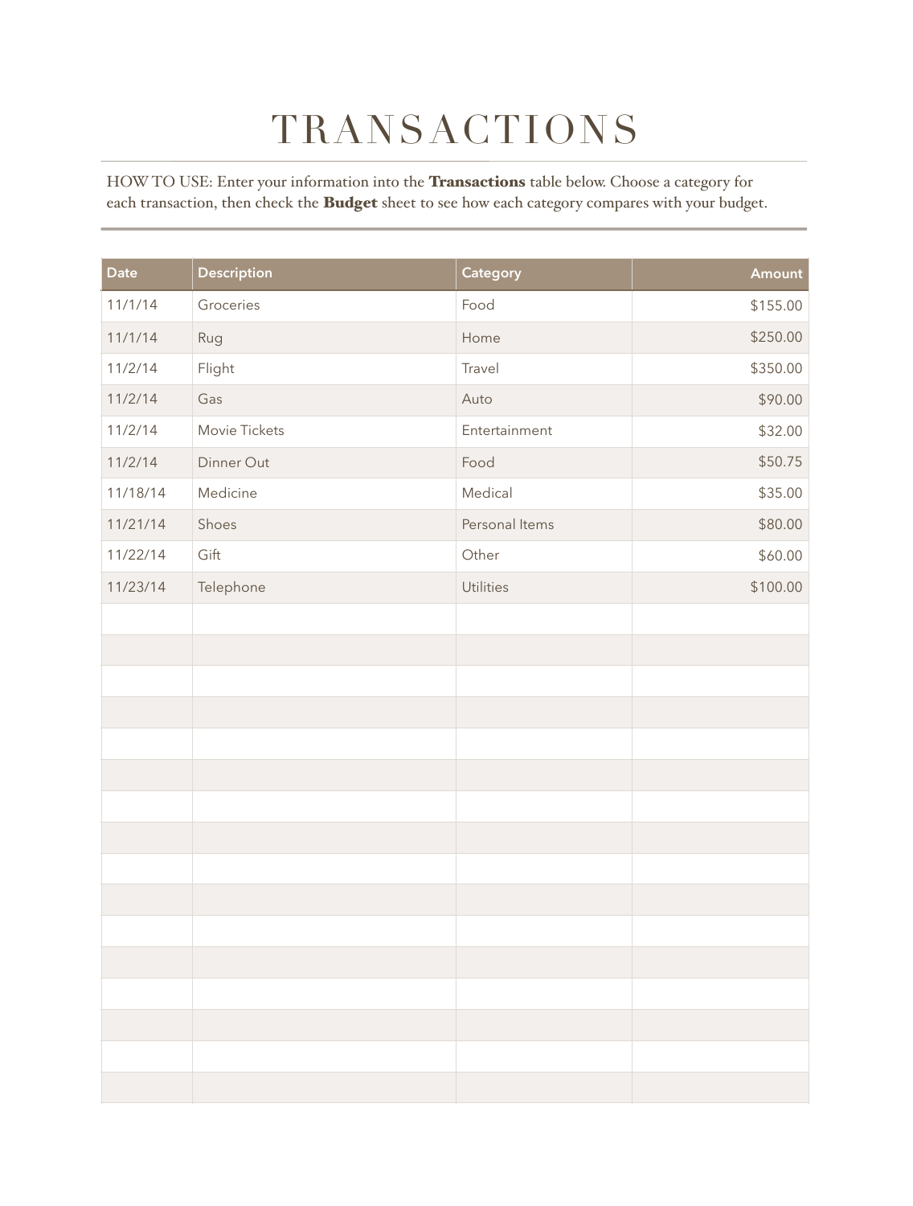# TRANSACTIONS

HOW TO USE: Enter your information into the **Transactions** table below. Choose a category for each transaction, then check the **Budget** sheet to see how each category compares with your budget.

| Date | Description | Category | Amount |
|---|---|---|---:|
| 11/1/14 | Groceries | Food | $155.00 |
| 11/1/14 | Rug | Home | $250.00 |
| 11/2/14 | Flight | Travel | $350.00 |
| 11/2/14 | Gas | Auto | $90.00 |
| 11/2/14 | Movie Tickets | Entertainment | $32.00 |
| 11/2/14 | Dinner Out | Food | $50.75 |
| 11/18/14 | Medicine | Medical | $35.00 |
| 11/21/14 | Shoes | Personal Items | $80.00 |
| 11/22/14 | Gift | Other | $60.00 |
| 11/23/14 | Telephone | Utilities | $100.00 |
| | | | |
| | | | |
| | | | |
| | | | |
| | | | |
| | | | |
| | | | |
| | | | |
| | | | |
| | | | |
| | | | |
| | | | |
| | | | |
| | | | |
| | | | |
| | | | |